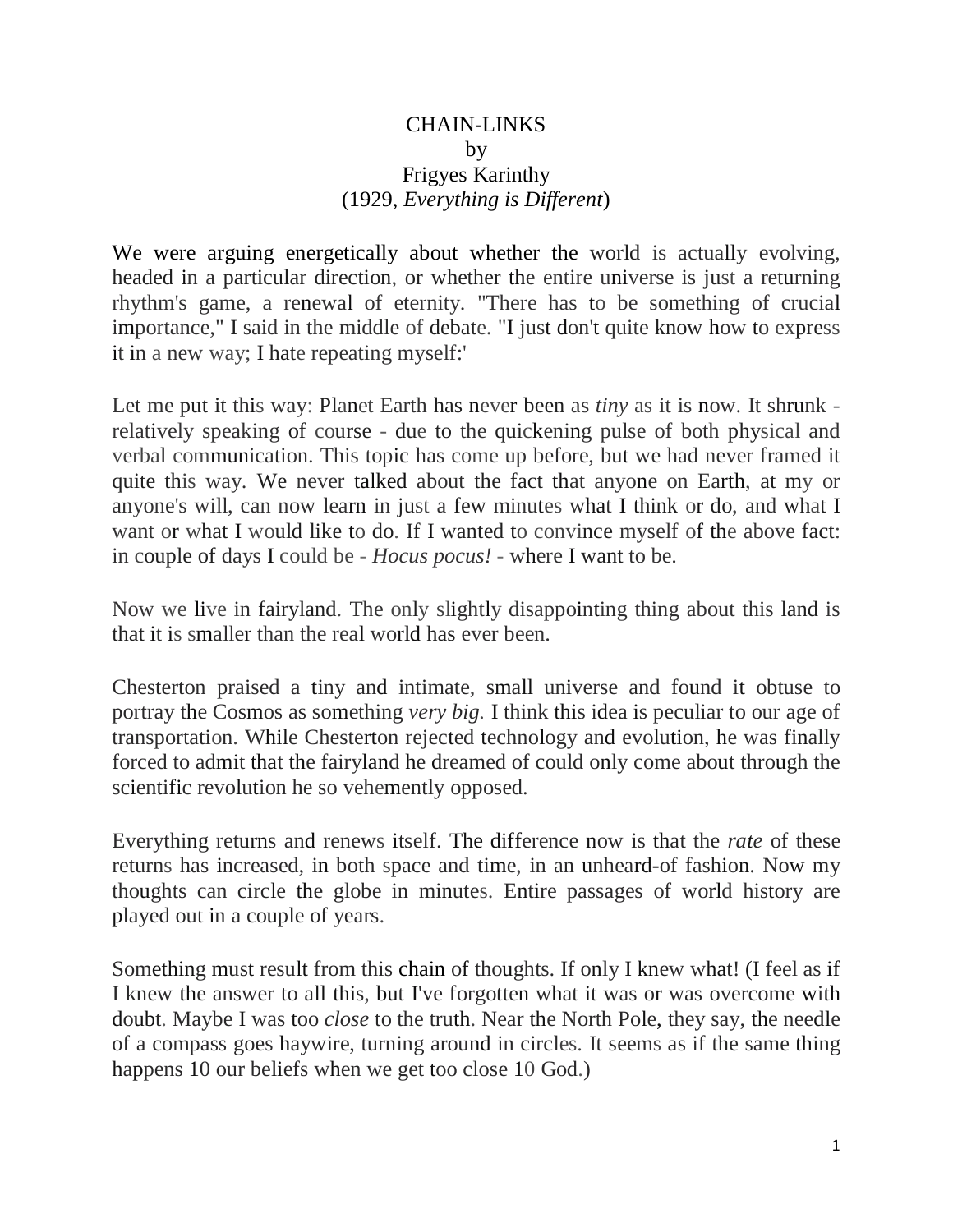# CHAIN-LINKS

by

Frigyes Karinthy

(1929, *Everything is Different*)

We were arguing energetically about whether the world is actually evolving, headed in a particular direction, or whether the entire universe is just a returning rhythm's game, a renewal of eternity. "There has to be something of crucial importance," I said in the middle of debate. "I just don't quite know how to express it in a new way; I hate repeating myself:'

Let me put it this way: Planet Earth has never been as *tiny* as it is now. It shrunk - relatively speaking of course - due to the quickening pulse of both physical and verbal communication. This topic has come up before, but we had never framed it quite this way. We never talked about the fact that anyone on Earth, at my or anyone's will, can now learn in just a few minutes what I think or do, and what I want or what I would like to do. If I wanted to convince myself of the above fact: in couple of days I could be - *Hocus pocus!* - where I want to be.

Now we live in fairyland. The only slightly disappointing thing about this land is that it is smaller than the real world has ever been.

Chesterton praised a tiny and intimate, small universe and found it obtuse to portray the Cosmos as something *very big.* I think this idea is peculiar to our age of transportation. While Chesterton rejected technology and evolution, he was finally forced to admit that the fairyland he dreamed of could only come about through the scientific revolution he so vehemently opposed.

Everything returns and renews itself. The difference now is that the *rate* of these returns has increased, in both space and time, in an unheard-of fashion. Now my thoughts can circle the globe in minutes. Entire passages of world history are played out in a couple of years.

Something must result from this chain of thoughts. If only I knew what! (I feel as if I knew the answer to all this, but I've forgotten what it was or was overcome with doubt. Maybe I was too *close* to the truth. Near the North Pole, they say, the needle of a compass goes haywire, turning around in circles. It seems as if the same thing happens 10 our beliefs when we get too close 10 God.)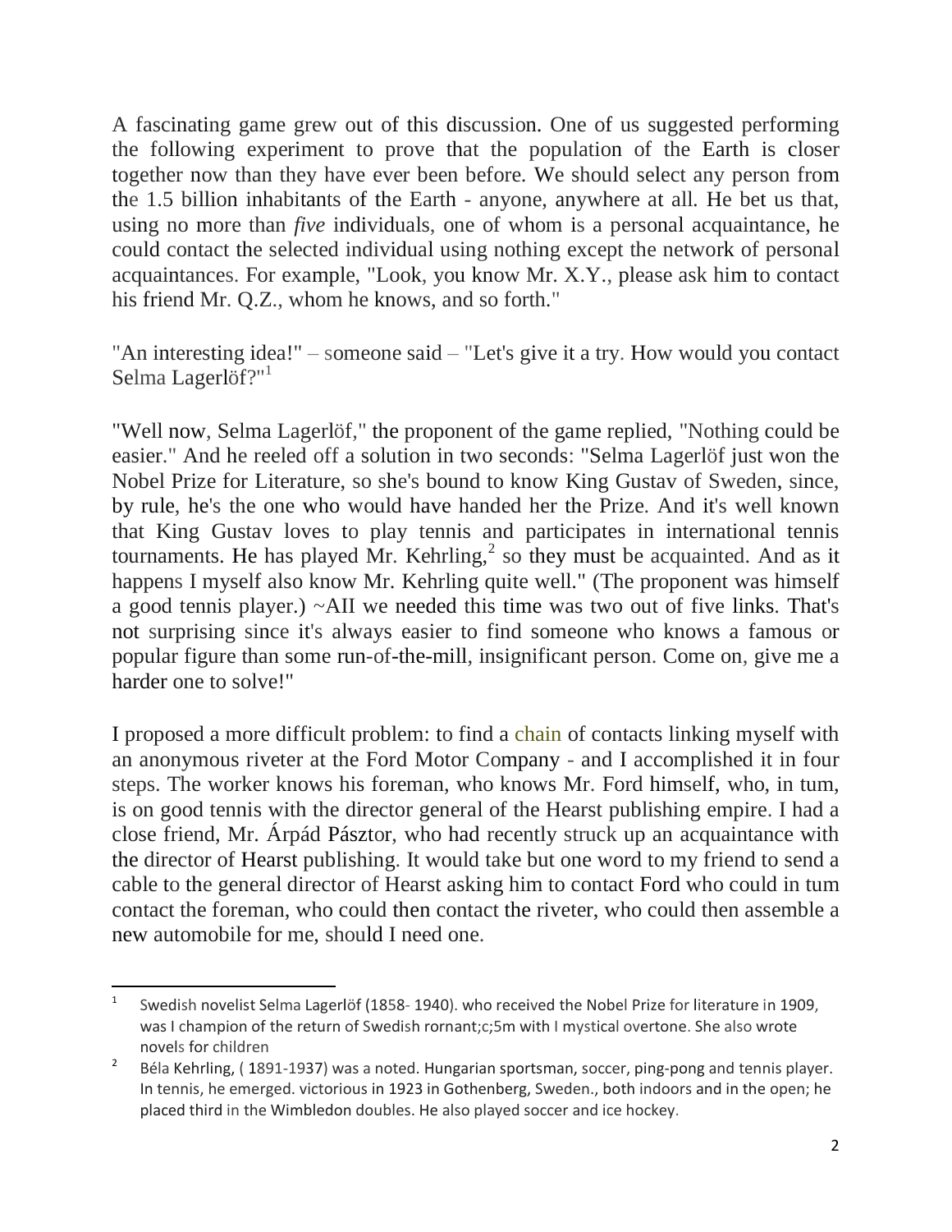A fascinating game grew out of this discussion. One of us suggested performing the following experiment to prove that the population of the Earth is closer together now than they have ever been before. We should select any person from the 1.5 billion inhabitants of the Earth - anyone, anywhere at all. He bet us that, using no more than *five* individuals, one of whom is a personal acquaintance, he could contact the selected individual using nothing except the network of personal acquaintances. For example, "Look, you know Mr. X.Y., please ask him to contact his friend Mr. Q.Z., whom he knows, and so forth."

"An interesting idea!" – someone said – "Let's give it a try. How would you contact Selma Lagerlöf?"[1]

"Well now, Selma Lagerlöf," the proponent of the game replied, "Nothing could be easier." And he reeled off a solution in two seconds: "Selma Lagerlöf just won the Nobel Prize for Literature, so she's bound to know King Gustav of Sweden, since, by rule, he's the one who would have handed her the Prize. And it's well known that King Gustav loves to play tennis and participates in international tennis tournaments. He has played Mr. Kehrling,[2] so they must be acquainted. And as it happens I myself also know Mr. Kehrling quite well." (The proponent was himself a good tennis player.) ~AII we needed this time was two out of five links. That's not surprising since it's always easier to find someone who knows a famous or popular figure than some run-of-the-mill, insignificant person. Come on, give me a harder one to solve!"

I proposed a more difficult problem: to find a chain of contacts linking myself with an anonymous riveter at the Ford Motor Company - and I accomplished it in four steps. The worker knows his foreman, who knows Mr. Ford himself, who, in tum, is on good tennis with the director general of the Hearst publishing empire. I had a close friend, Mr. Árpád Pásztor, who had recently struck up an acquaintance with the director of Hearst publishing. It would take but one word to my friend to send a cable to the general director of Hearst asking him to contact Ford who could in tum contact the foreman, who could then contact the riveter, who could then assemble a new automobile for me, should I need one.

---

[1] Swedish novelist Selma Lagerlöf (1858- 1940). who received the Nobel Prize for literature in 1909, was I champion of the return of Swedish rornant;c;5m with I mystical overtone. She also wrote novels for children

[2] Béla Kehrling, ( 1891-1937) was a noted. Hungarian sportsman, soccer, ping-pong and tennis player. In tennis, he emerged. victorious in 1923 in Gothenberg, Sweden., both indoors and in the open; he placed third in the Wimbledon doubles. He also played soccer and ice hockey.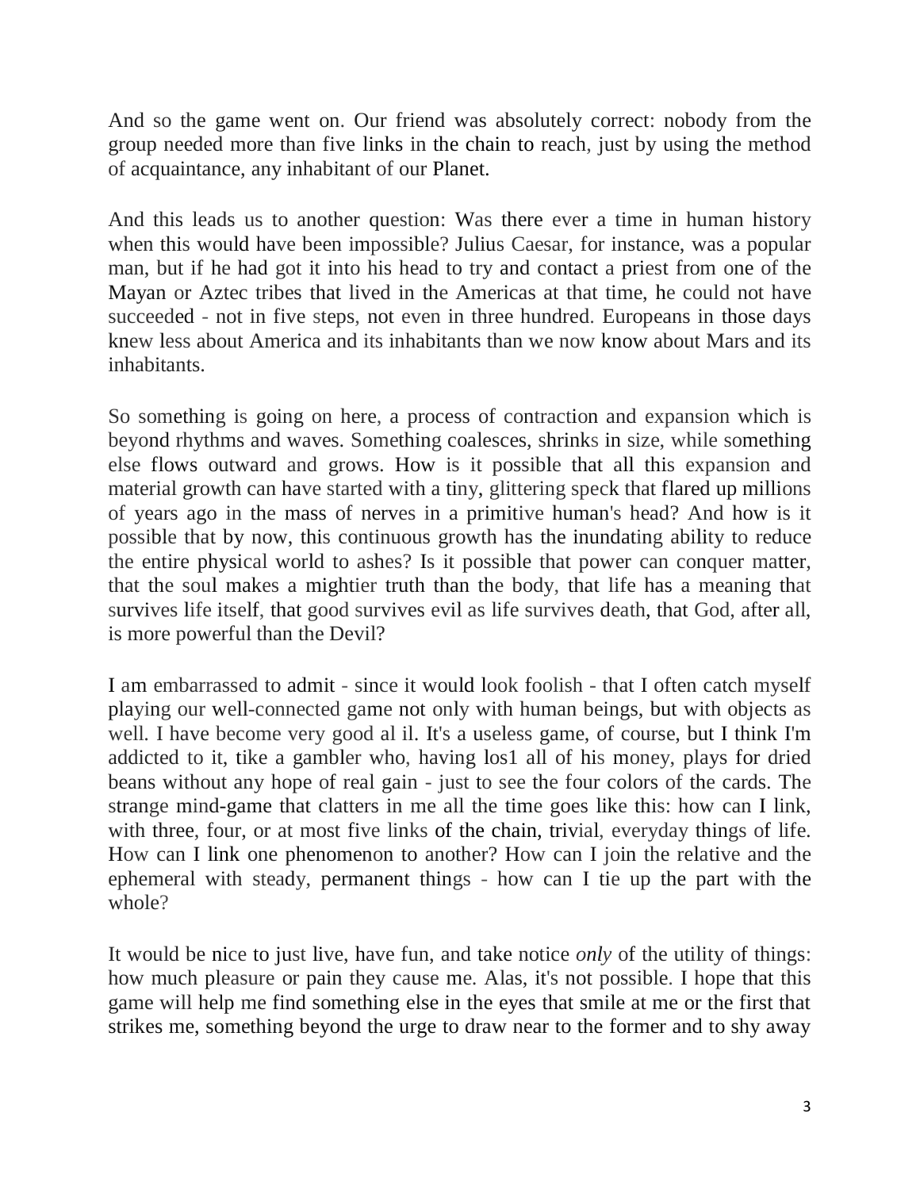And so the game went on. Our friend was absolutely correct: nobody from the group needed more than five links in the chain to reach, just by using the method of acquaintance, any inhabitant of our Planet.

And this leads us to another question: Was there ever a time in human history when this would have been impossible? Julius Caesar, for instance, was a popular man, but if he had got it into his head to try and contact a priest from one of the Mayan or Aztec tribes that lived in the Americas at that time, he could not have succeeded - not in five steps, not even in three hundred. Europeans in those days knew less about America and its inhabitants than we now know about Mars and its inhabitants.

So something is going on here, a process of contraction and expansion which is beyond rhythms and waves. Something coalesces, shrinks in size, while something else flows outward and grows. How is it possible that all this expansion and material growth can have started with a tiny, glittering speck that flared up millions of years ago in the mass of nerves in a primitive human's head? And how is it possible that by now, this continuous growth has the inundating ability to reduce the entire physical world to ashes? Is it possible that power can conquer matter, that the soul makes a mightier truth than the body, that life has a meaning that survives life itself, that good survives evil as life survives death, that God, after all, is more powerful than the Devil?

I am embarrassed to admit - since it would look foolish - that I often catch myself playing our well-connected game not only with human beings, but with objects as well. I have become very good al il. It's a useless game, of course, but I think I'm addicted to it, tike a gambler who, having los1 all of his money, plays for dried beans without any hope of real gain - just to see the four colors of the cards. The strange mind-game that clatters in me all the time goes like this: how can I link, with three, four, or at most five links of the chain, trivial, everyday things of life. How can I link one phenomenon to another? How can I join the relative and the ephemeral with steady, permanent things - how can I tie up the part with the whole?

It would be nice to just live, have fun, and take notice *only* of the utility of things: how much pleasure or pain they cause me. Alas, it's not possible. I hope that this game will help me find something else in the eyes that smile at me or the first that strikes me, something beyond the urge to draw near to the former and to shy away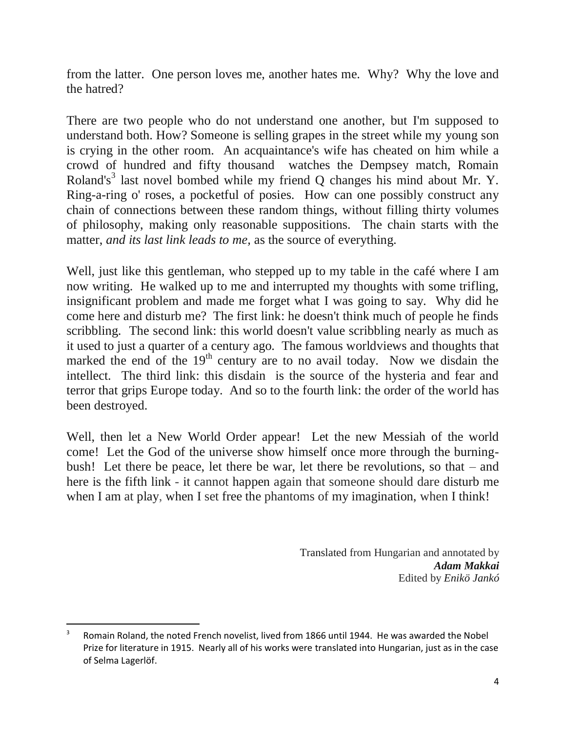from the latter. One person loves me, another hates me. Why? Why the love and the hatred?

There are two people who do not understand one another, but I'm supposed to understand both. How? Someone is selling grapes in the street while my young son is crying in the other room. An acquaintance's wife has cheated on him while a crowd of hundred and fifty thousand watches the Dempsey match, Romain Roland's[3] last novel bombed while my friend Q changes his mind about Mr. Y. Ring-a-ring o' roses, a pocketful of posies. How can one possibly construct any chain of connections between these random things, without filling thirty volumes of philosophy, making only reasonable suppositions. The chain starts with the matter, *and its last link leads to me,* as the source of everything.

Well, just like this gentleman, who stepped up to my table in the café where I am now writing. He walked up to me and interrupted my thoughts with some trifling, insignificant problem and made me forget what I was going to say. Why did he come here and disturb me? The first link: he doesn't think much of people he finds scribbling. The second link: this world doesn't value scribbling nearly as much as it used to just a quarter of a century ago. The famous worldviews and thoughts that marked the end of the 19th century are to no avail today. Now we disdain the intellect. The third link: this disdain is the source of the hysteria and fear and terror that grips Europe today. And so to the fourth link: the order of the world has been destroyed.

Well, then let a New World Order appear! Let the new Messiah of the world come! Let the God of the universe show himself once more through the burning-bush! Let there be peace, let there be war, let there be revolutions, so that – and here is the fifth link - it cannot happen again that someone should dare disturb me when I am at play, when I set free the phantoms of my imagination, when I think!

Translated from Hungarian and annotated by
***Adam Makkai***
Edited by *Enikö Jankó*

---

[3] Romain Roland, the noted French novelist, lived from 1866 until 1944. He was awarded the Nobel Prize for literature in 1915. Nearly all of his works were translated into Hungarian, just as in the case of Selma Lagerlöf.